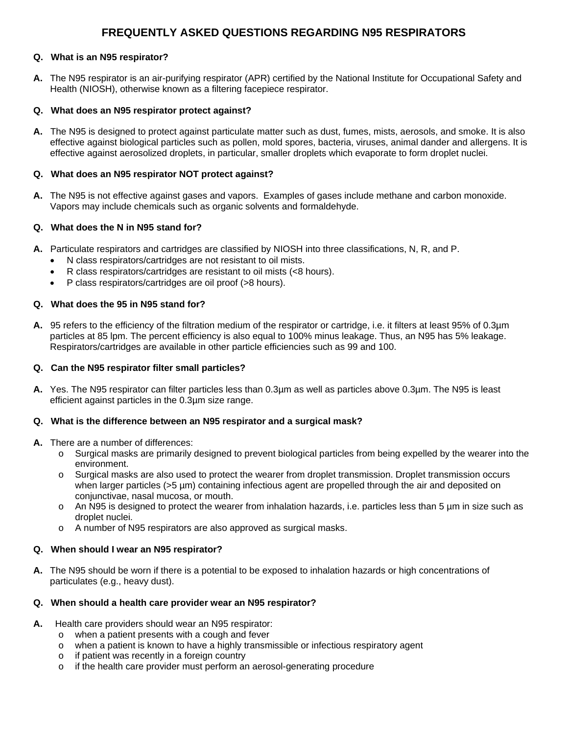# FREQUENTLY ASKED QUESTIONS REGARDING N95 RESPIRATORS

**Q. What is an N95 respirator?**

**A.** The N95 respirator is an air-purifying respirator (APR) certified by the National Institute for Occupational Safety and Health (NIOSH), otherwise known as a filtering facepiece respirator.

**Q. What does an N95 respirator protect against?**

**A.** The N95 is designed to protect against particulate matter such as dust, fumes, mists, aerosols, and smoke. It is also effective against biological particles such as pollen, mold spores, bacteria, viruses, animal dander and allergens. It is effective against aerosolized droplets, in particular, smaller droplets which evaporate to form droplet nuclei.

**Q. What does an N95 respirator NOT protect against?**

**A.** The N95 is not effective against gases and vapors. Examples of gases include methane and carbon monoxide. Vapors may include chemicals such as organic solvents and formaldehyde.

**Q. What does the N in N95 stand for?**

**A.** Particulate respirators and cartridges are classified by NIOSH into three classifications, N, R, and P.

- N class respirators/cartridges are not resistant to oil mists.
- R class respirators/cartridges are resistant to oil mists (<8 hours).
- P class respirators/cartridges are oil proof (>8 hours).

**Q. What does the 95 in N95 stand for?**

**A.** 95 refers to the efficiency of the filtration medium of the respirator or cartridge, i.e. it filters at least 95% of 0.3µm particles at 85 lpm. The percent efficiency is also equal to 100% minus leakage. Thus, an N95 has 5% leakage. Respirators/cartridges are available in other particle efficiencies such as 99 and 100.

**Q. Can the N95 respirator filter small particles?**

**A.** Yes. The N95 respirator can filter particles less than 0.3µm as well as particles above 0.3µm. The N95 is least efficient against particles in the 0.3µm size range.

**Q. What is the difference between an N95 respirator and a surgical mask?**

**A.** There are a number of differences:

- Surgical masks are primarily designed to prevent biological particles from being expelled by the wearer into the environment.
- Surgical masks are also used to protect the wearer from droplet transmission. Droplet transmission occurs when larger particles (>5 µm) containing infectious agent are propelled through the air and deposited on conjunctivae, nasal mucosa, or mouth.
- An N95 is designed to protect the wearer from inhalation hazards, i.e. particles less than 5 µm in size such as droplet nuclei.
- A number of N95 respirators are also approved as surgical masks.

**Q. When should I wear an N95 respirator?**

**A.** The N95 should be worn if there is a potential to be exposed to inhalation hazards or high concentrations of particulates (e.g., heavy dust).

**Q. When should a health care provider wear an N95 respirator?**

**A.** Health care providers should wear an N95 respirator:

- when a patient presents with a cough and fever
- when a patient is known to have a highly transmissible or infectious respiratory agent
- if patient was recently in a foreign country
- if the health care provider must perform an aerosol-generating procedure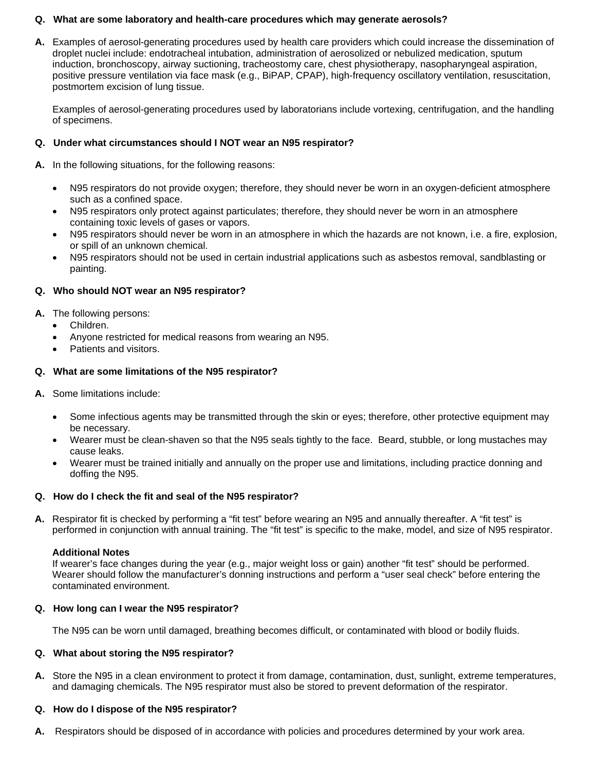**Q. What are some laboratory and health-care procedures which may generate aerosols?**

**A.** Examples of aerosol-generating procedures used by health care providers which could increase the dissemination of droplet nuclei include: endotracheal intubation, administration of aerosolized or nebulized medication, sputum induction, bronchoscopy, airway suctioning, tracheostomy care, chest physiotherapy, nasopharyngeal aspiration, positive pressure ventilation via face mask (e.g., BiPAP, CPAP), high-frequency oscillatory ventilation, resuscitation, postmortem excision of lung tissue.

Examples of aerosol-generating procedures used by laboratorians include vortexing, centrifugation, and the handling of specimens.

**Q. Under what circumstances should I NOT wear an N95 respirator?**

**A.** In the following situations, for the following reasons:

- N95 respirators do not provide oxygen; therefore, they should never be worn in an oxygen-deficient atmosphere such as a confined space.
- N95 respirators only protect against particulates; therefore, they should never be worn in an atmosphere containing toxic levels of gases or vapors.
- N95 respirators should never be worn in an atmosphere in which the hazards are not known, i.e. a fire, explosion, or spill of an unknown chemical.
- N95 respirators should not be used in certain industrial applications such as asbestos removal, sandblasting or painting.

**Q. Who should NOT wear an N95 respirator?**

**A.** The following persons:

- Children.
- Anyone restricted for medical reasons from wearing an N95.
- Patients and visitors.

**Q. What are some limitations of the N95 respirator?**

**A.** Some limitations include:

- Some infectious agents may be transmitted through the skin or eyes; therefore, other protective equipment may be necessary.
- Wearer must be clean-shaven so that the N95 seals tightly to the face. Beard, stubble, or long mustaches may cause leaks.
- Wearer must be trained initially and annually on the proper use and limitations, including practice donning and doffing the N95.

**Q. How do I check the fit and seal of the N95 respirator?**

**A.** Respirator fit is checked by performing a "fit test" before wearing an N95 and annually thereafter. A "fit test" is performed in conjunction with annual training. The "fit test" is specific to the make, model, and size of N95 respirator.

**Additional Notes**
If wearer's face changes during the year (e.g., major weight loss or gain) another "fit test" should be performed. Wearer should follow the manufacturer's donning instructions and perform a "user seal check" before entering the contaminated environment.

**Q. How long can I wear the N95 respirator?**

The N95 can be worn until damaged, breathing becomes difficult, or contaminated with blood or bodily fluids.

**Q. What about storing the N95 respirator?**

**A.** Store the N95 in a clean environment to protect it from damage, contamination, dust, sunlight, extreme temperatures, and damaging chemicals. The N95 respirator must also be stored to prevent deformation of the respirator.

**Q. How do I dispose of the N95 respirator?**

**A.** Respirators should be disposed of in accordance with policies and procedures determined by your work area.